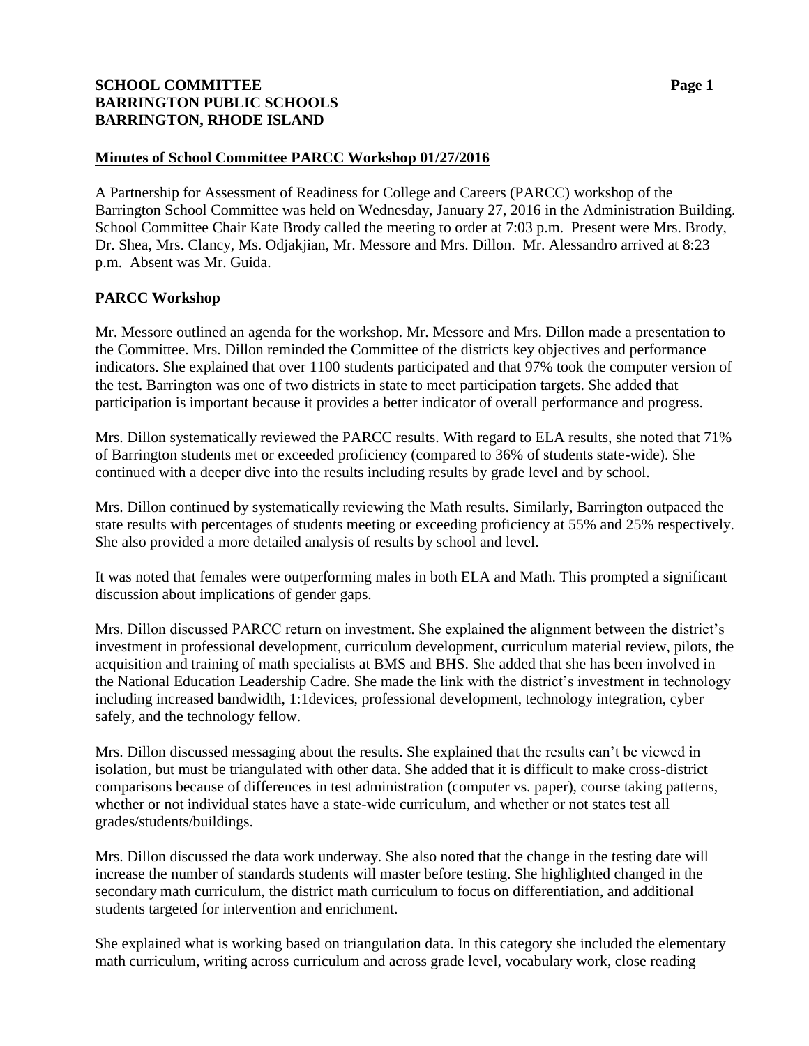**SCHOOL COMMITTEE**
**BARRINGTON PUBLIC SCHOOLS**
**BARRINGTON, RHODE ISLAND**

## Minutes of School Committee PARCC Workshop 01/27/2016

A Partnership for Assessment of Readiness for College and Careers (PARCC) workshop of the Barrington School Committee was held on Wednesday, January 27, 2016 in the Administration Building. School Committee Chair Kate Brody called the meeting to order at 7:03 p.m. Present were Mrs. Brody, Dr. Shea, Mrs. Clancy, Ms. Odjakjian, Mr. Messore and Mrs. Dillon. Mr. Alessandro arrived at 8:23 p.m. Absent was Mr. Guida.

### PARCC Workshop

Mr. Messore outlined an agenda for the workshop. Mr. Messore and Mrs. Dillon made a presentation to the Committee. Mrs. Dillon reminded the Committee of the districts key objectives and performance indicators. She explained that over 1100 students participated and that 97% took the computer version of the test. Barrington was one of two districts in state to meet participation targets. She added that participation is important because it provides a better indicator of overall performance and progress.

Mrs. Dillon systematically reviewed the PARCC results. With regard to ELA results, she noted that 71% of Barrington students met or exceeded proficiency (compared to 36% of students state-wide). She continued with a deeper dive into the results including results by grade level and by school.

Mrs. Dillon continued by systematically reviewing the Math results. Similarly, Barrington outpaced the state results with percentages of students meeting or exceeding proficiency at 55% and 25% respectively. She also provided a more detailed analysis of results by school and level.

It was noted that females were outperforming males in both ELA and Math. This prompted a significant discussion about implications of gender gaps.

Mrs. Dillon discussed PARCC return on investment. She explained the alignment between the district's investment in professional development, curriculum development, curriculum material review, pilots, the acquisition and training of math specialists at BMS and BHS. She added that she has been involved in the National Education Leadership Cadre. She made the link with the district's investment in technology including increased bandwidth, 1:1devices, professional development, technology integration, cyber safely, and the technology fellow.

Mrs. Dillon discussed messaging about the results. She explained that the results can't be viewed in isolation, but must be triangulated with other data. She added that it is difficult to make cross-district comparisons because of differences in test administration (computer vs. paper), course taking patterns, whether or not individual states have a state-wide curriculum, and whether or not states test all grades/students/buildings.

Mrs. Dillon discussed the data work underway. She also noted that the change in the testing date will increase the number of standards students will master before testing. She highlighted changed in the secondary math curriculum, the district math curriculum to focus on differentiation, and additional students targeted for intervention and enrichment.

She explained what is working based on triangulation data. In this category she included the elementary math curriculum, writing across curriculum and across grade level, vocabulary work, close reading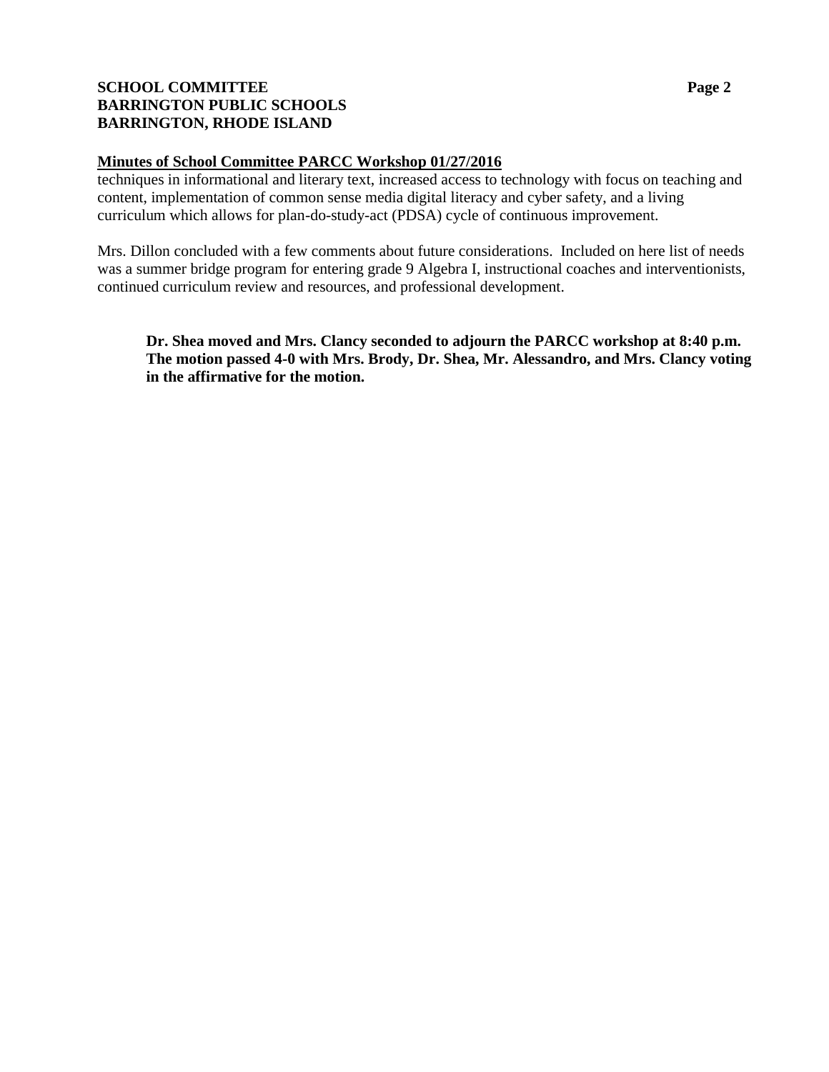**Minutes of School Committee PARCC Workshop 01/27/2016**

techniques in informational and literary text, increased access to technology with focus on teaching and content, implementation of common sense media digital literacy and cyber safety, and a living curriculum which allows for plan-do-study-act (PDSA) cycle of continuous improvement.

Mrs. Dillon concluded with a few comments about future considerations. Included on here list of needs was a summer bridge program for entering grade 9 Algebra I, instructional coaches and interventionists, continued curriculum review and resources, and professional development.

> **Dr. Shea moved and Mrs. Clancy seconded to adjourn the PARCC workshop at 8:40 p.m. The motion passed 4-0 with Mrs. Brody, Dr. Shea, Mr. Alessandro, and Mrs. Clancy voting in the affirmative for the motion.**